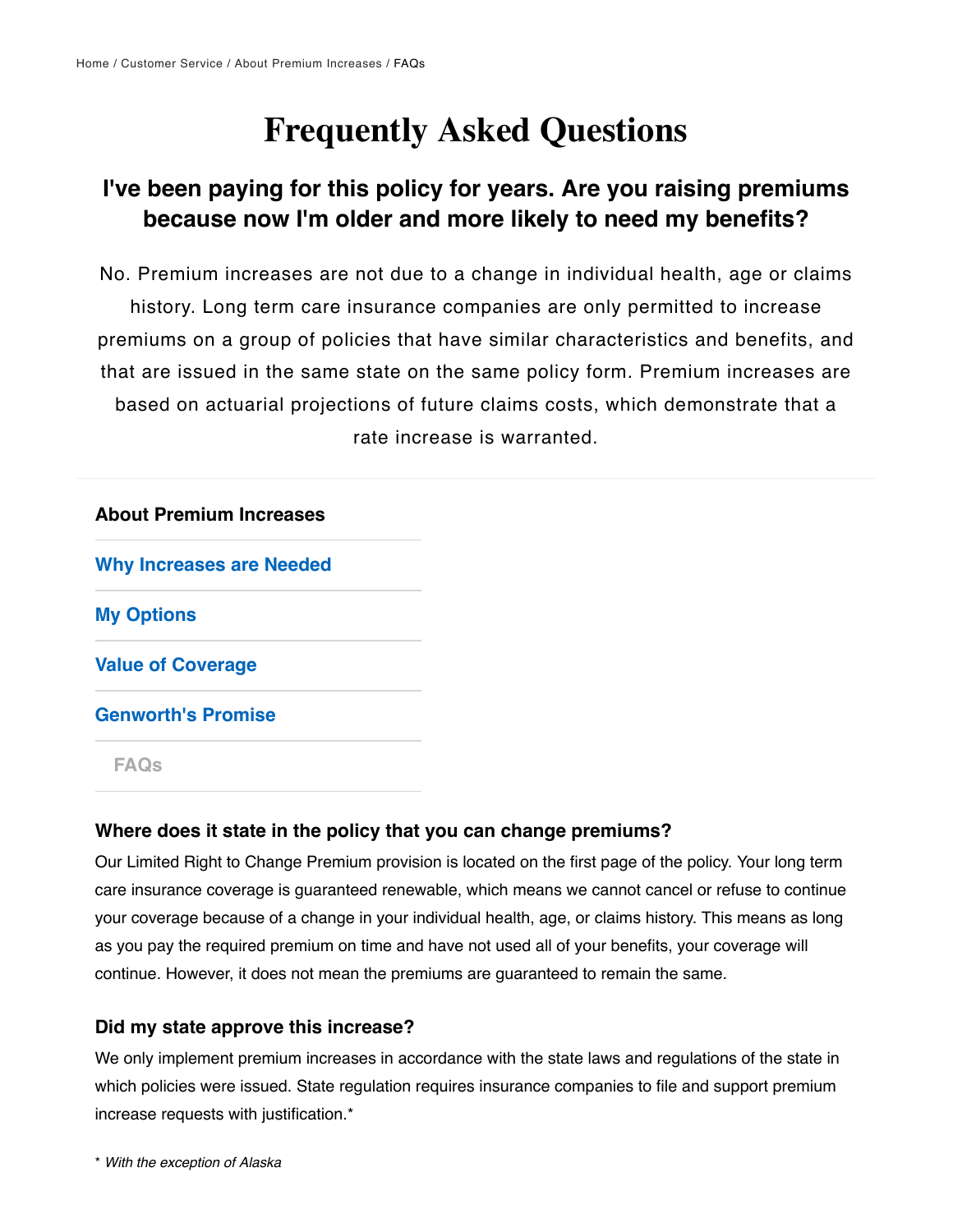Home / Customer Service / About Premium Increases / FAQs

# Frequently Asked Questions

## I've been paying for this policy for years. Are you raising premiums because now I'm older and more likely to need my benefits?

No. Premium increases are not due to a change in individual health, age or claims history. Long term care insurance companies are only permitted to increase premiums on a group of policies that have similar characteristics and benefits, and that are issued in the same state on the same policy form. Premium increases are based on actuarial projections of future claims costs, which demonstrate that a rate increase is warranted.

**About Premium Increases**

- Why Increases are Needed
- My Options
- Value of Coverage
- Genworth's Promise
- FAQs

### Where does it state in the policy that you can change premiums?

Our Limited Right to Change Premium provision is located on the first page of the policy. Your long term care insurance coverage is guaranteed renewable, which means we cannot cancel or refuse to continue your coverage because of a change in your individual health, age, or claims history. This means as long as you pay the required premium on time and have not used all of your benefits, your coverage will continue. However, it does not mean the premiums are guaranteed to remain the same.

### Did my state approve this increase?

We only implement premium increases in accordance with the state laws and regulations of the state in which policies were issued. State regulation requires insurance companies to file and support premium increase requests with justification.*

*\* With the exception of Alaska*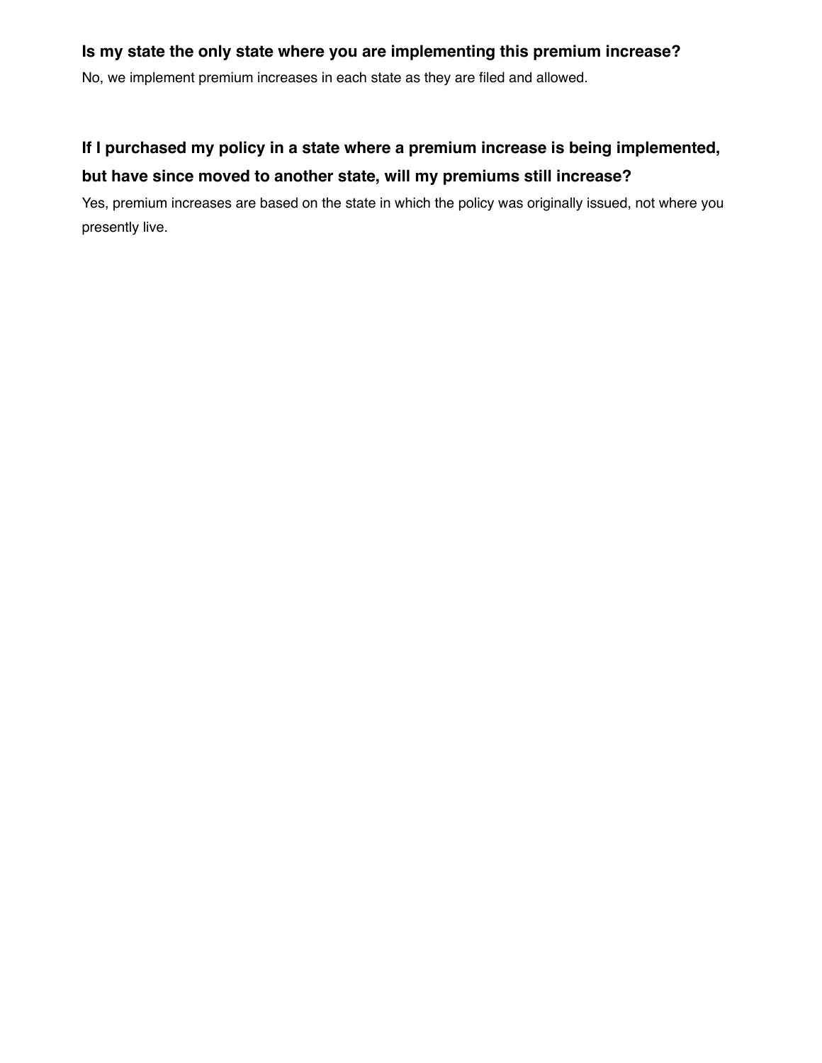### Is my state the only state where you are implementing this premium increase?

No, we implement premium increases in each state as they are filed and allowed.

### If I purchased my policy in a state where a premium increase is being implemented, but have since moved to another state, will my premiums still increase?

Yes, premium increases are based on the state in which the policy was originally issued, not where you presently live.